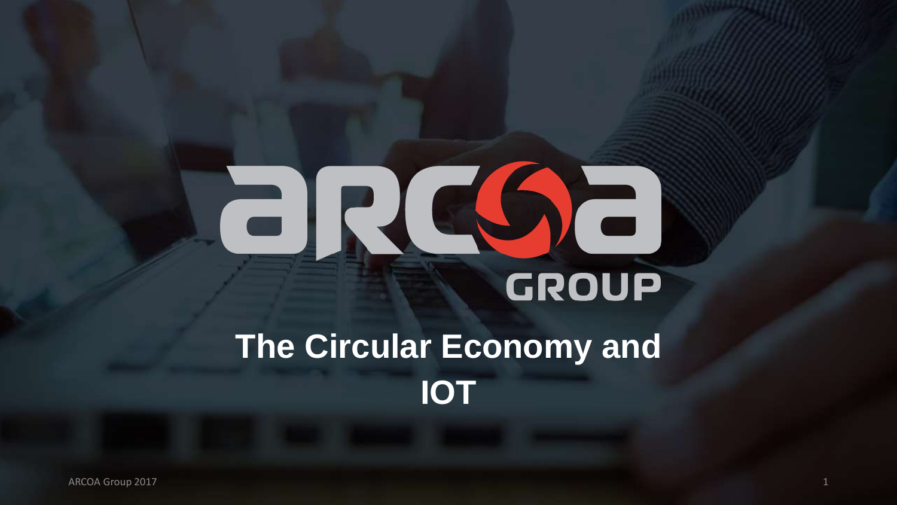# ARCOA GROUP

# The Circular Economy and IOT

ARCOA Group 2017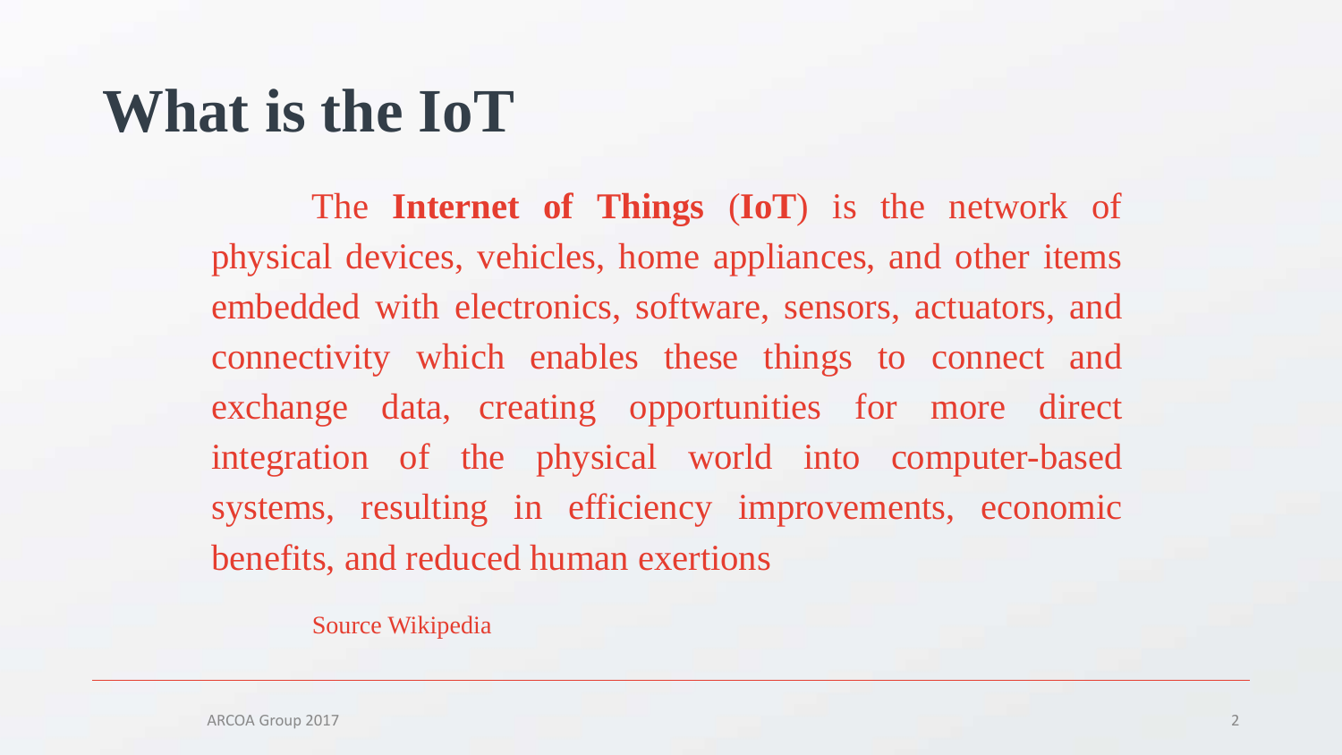# What is the IoT

The **Internet of Things** (**IoT**) is the network of physical devices, vehicles, home appliances, and other items embedded with electronics, software, sensors, actuators, and connectivity which enables these things to connect and exchange data, creating opportunities for more direct integration of the physical world into computer-based systems, resulting in efficiency improvements, economic benefits, and reduced human exertions

Source Wikipedia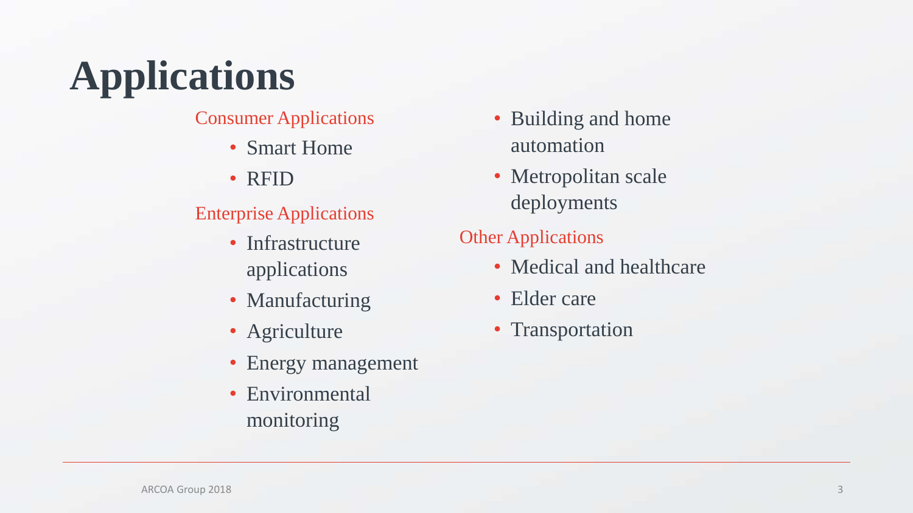# Applications

Consumer Applications

- Smart Home
- RFID

Enterprise Applications

- Infrastructure applications
- Manufacturing
- Agriculture
- Energy management
- Environmental monitoring
- Building and home automation
- Metropolitan scale deployments

Other Applications

- Medical and healthcare
- Elder care
- Transportation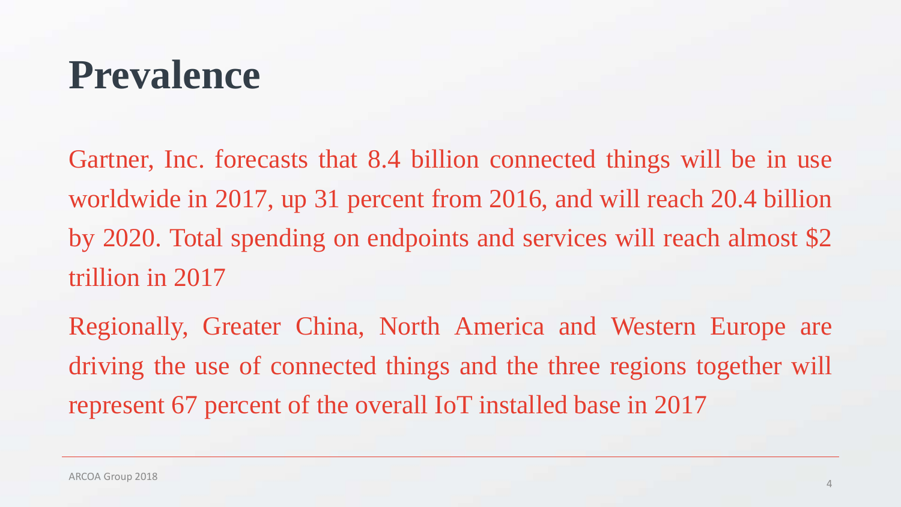# Prevalence

Gartner, Inc. forecasts that 8.4 billion connected things will be in use worldwide in 2017, up 31 percent from 2016, and will reach 20.4 billion by 2020. Total spending on endpoints and services will reach almost $2 trillion in 2017

Regionally, Greater China, North America and Western Europe are driving the use of connected things and the three regions together will represent 67 percent of the overall IoT installed base in 2017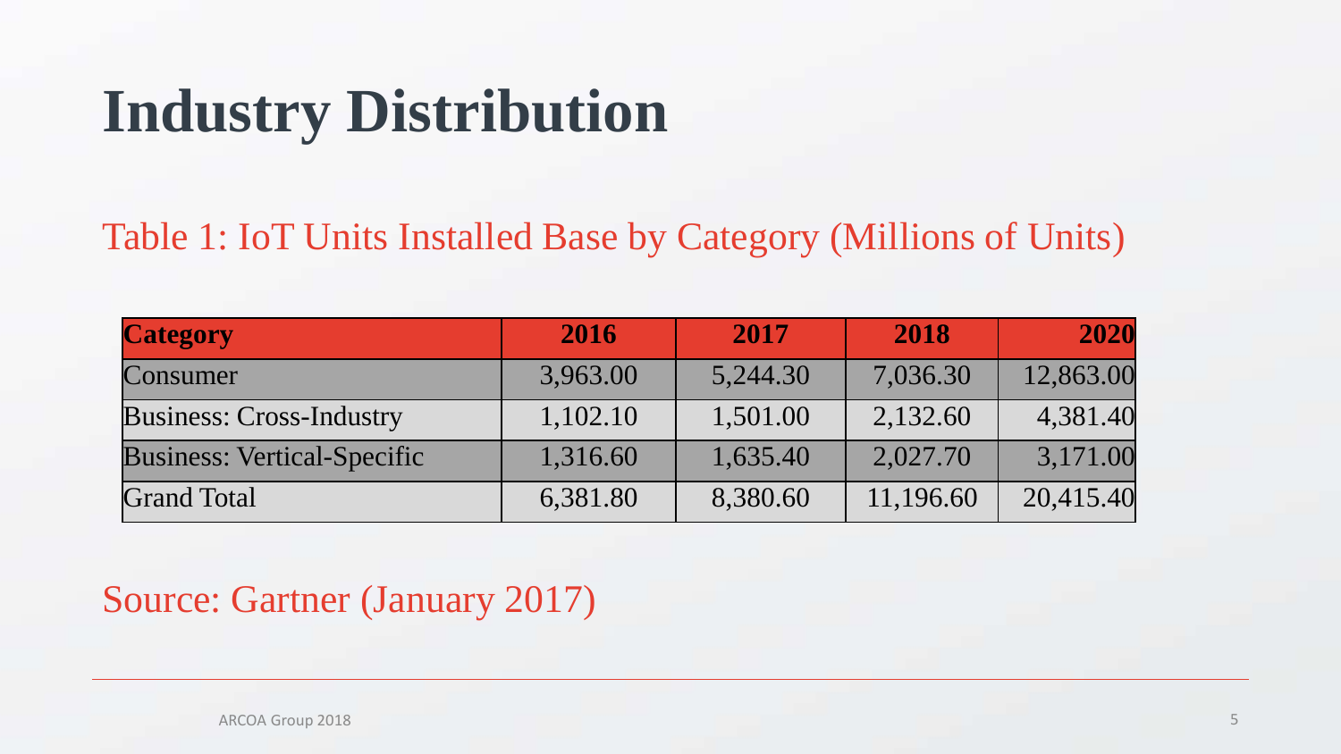# Industry Distribution

Table 1: IoT Units Installed Base by Category (Millions of Units)

| Category | 2016 | 2017 | 2018 | 2020 |
|---|---|---|---|---|
| Consumer | 3,963.00 | 5,244.30 | 7,036.30 | 12,863.00 |
| Business: Cross-Industry | 1,102.10 | 1,501.00 | 2,132.60 | 4,381.40 |
| Business: Vertical-Specific | 1,316.60 | 1,635.40 | 2,027.70 | 3,171.00 |
| Grand Total | 6,381.80 | 8,380.60 | 11,196.60 | 20,415.40 |

Source: Gartner (January 2017)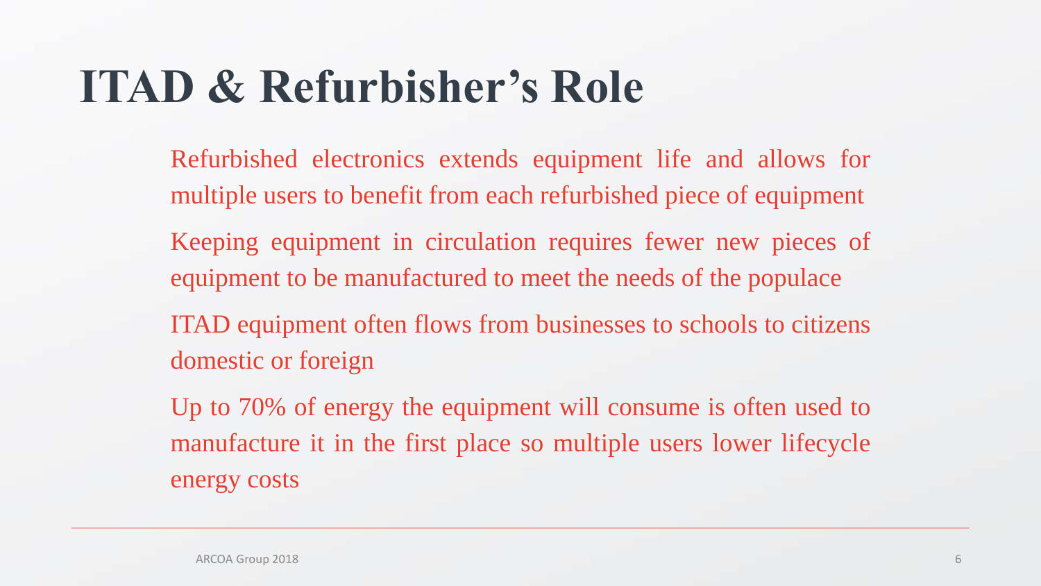# ITAD & Refurbisher's Role

Refurbished electronics extends equipment life and allows for multiple users to benefit from each refurbished piece of equipment

Keeping equipment in circulation requires fewer new pieces of equipment to be manufactured to meet the needs of the populace

ITAD equipment often flows from businesses to schools to citizens domestic or foreign

Up to 70% of energy the equipment will consume is often used to manufacture it in the first place so multiple users lower lifecycle energy costs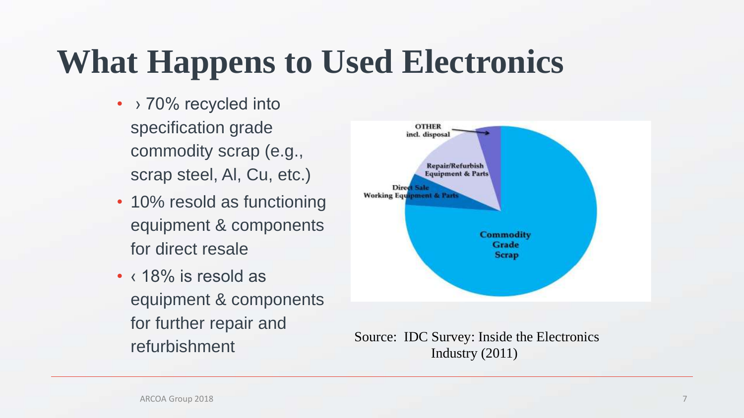# What Happens to Used Electronics

- › 70% recycled into specification grade commodity scrap (e.g., scrap steel, Al, Cu, etc.)
- 10% resold as functioning equipment & components for direct resale
- ‹ 18% is resold as equipment & components for further repair and refurbishment

OTHER incl. disposal

Repair/Refurbish Equipment & Parts

Direct Sale Working Equipment & Parts

Commodity Grade Scrap

Source: IDC Survey: Inside the Electronics Industry (2011)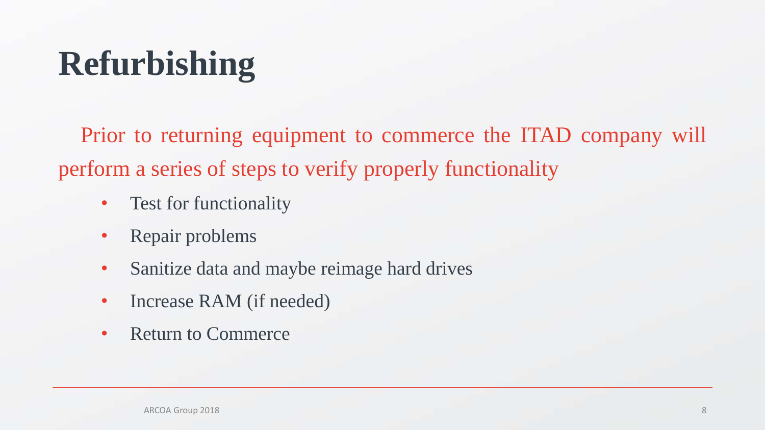# Refurbishing

Prior to returning equipment to commerce the ITAD company will perform a series of steps to verify properly functionality

- Test for functionality
- Repair problems
- Sanitize data and maybe reimage hard drives
- Increase RAM (if needed)
- Return to Commerce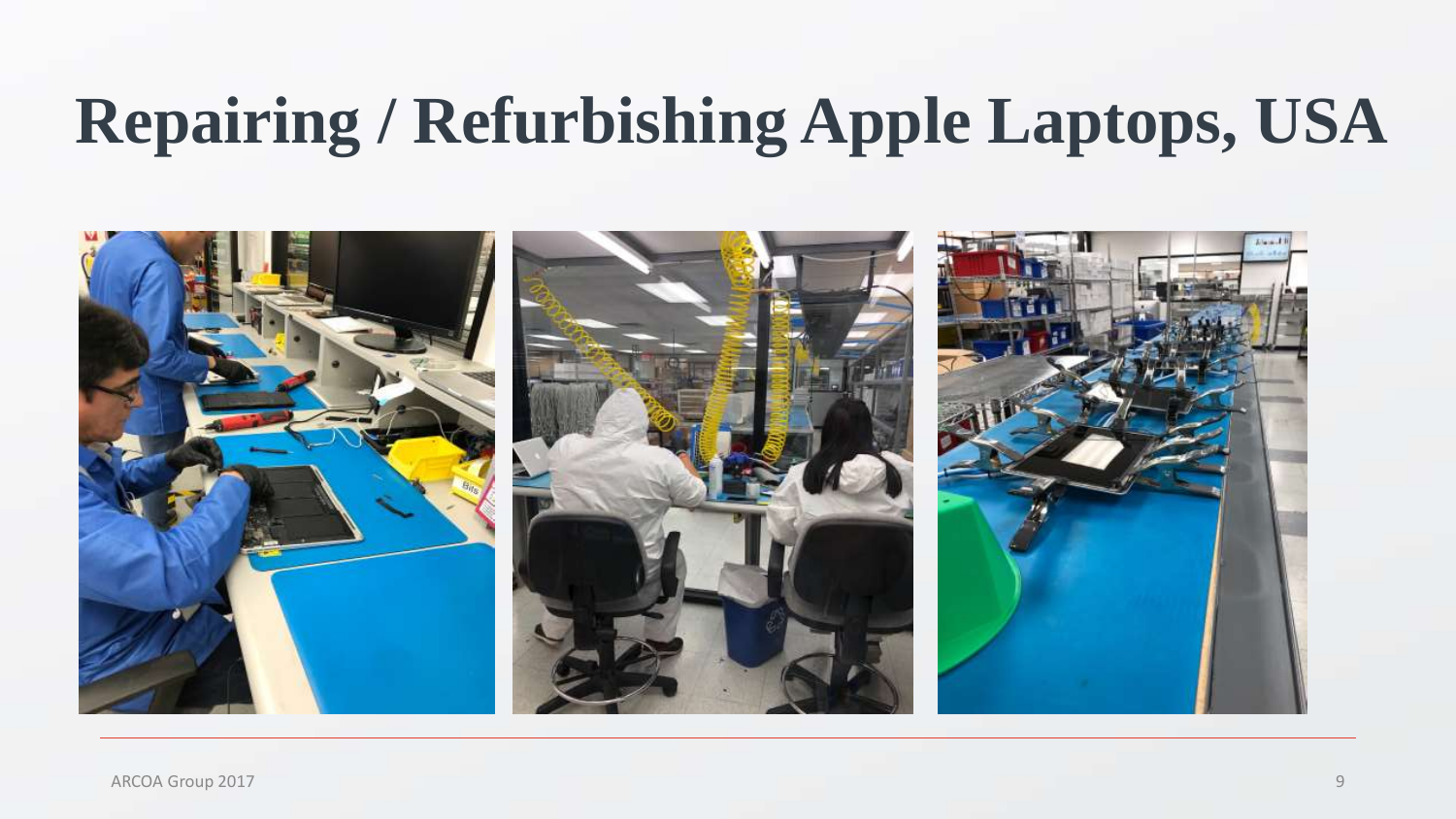# Repairing / Refurbishing Apple Laptops, USA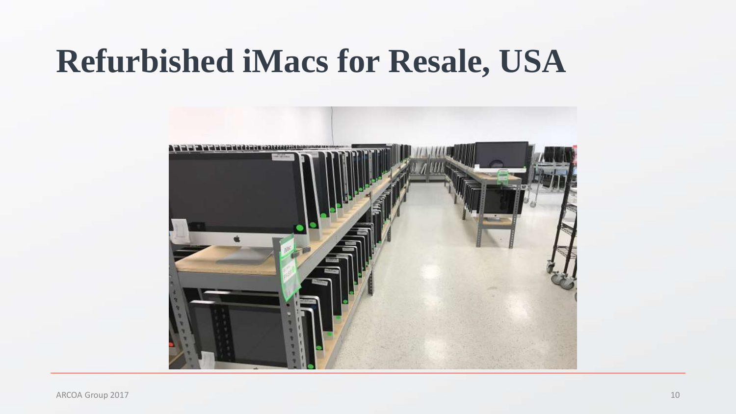# Refurbished iMacs for Resale, USA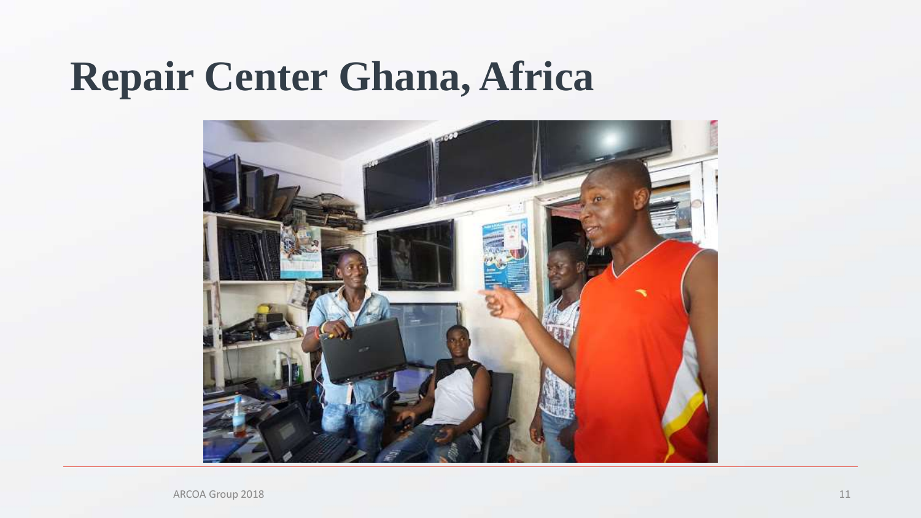# Repair Center Ghana, Africa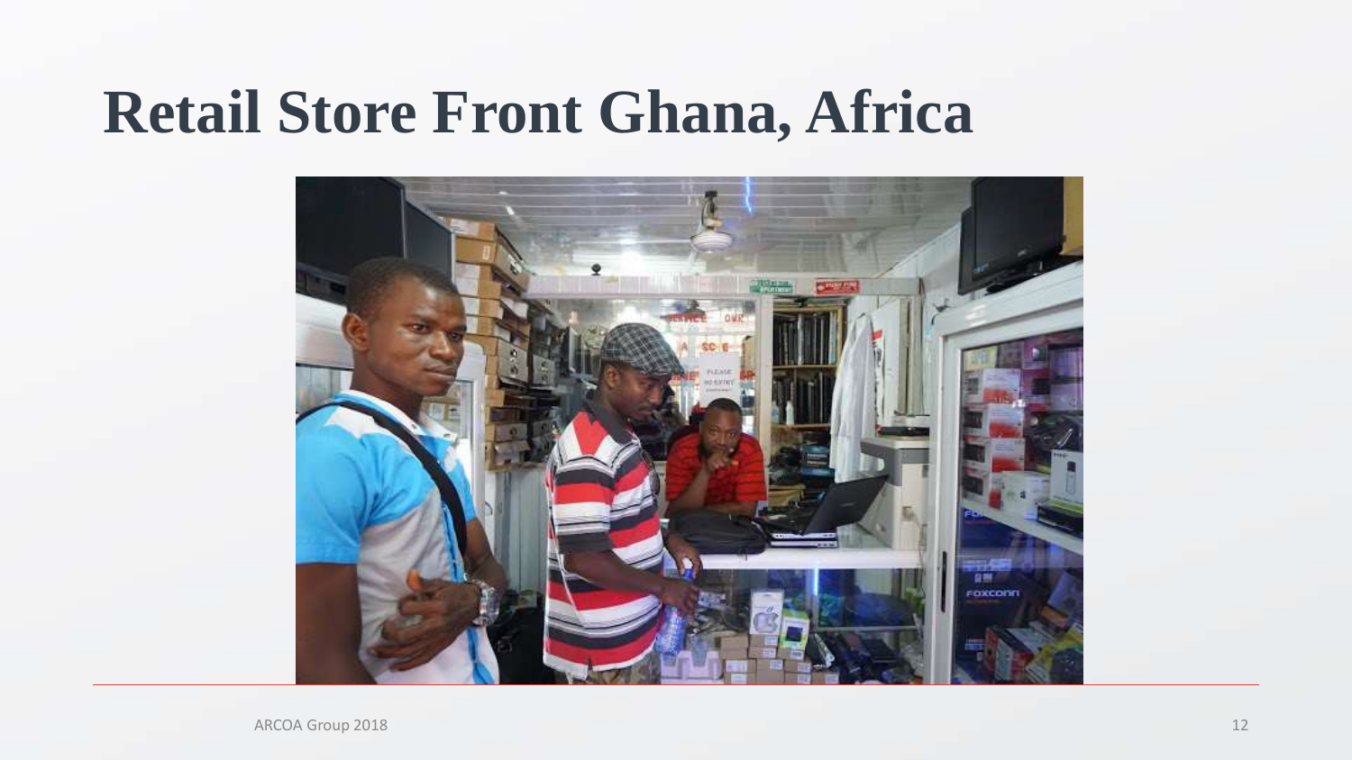# Retail Store Front Ghana, Africa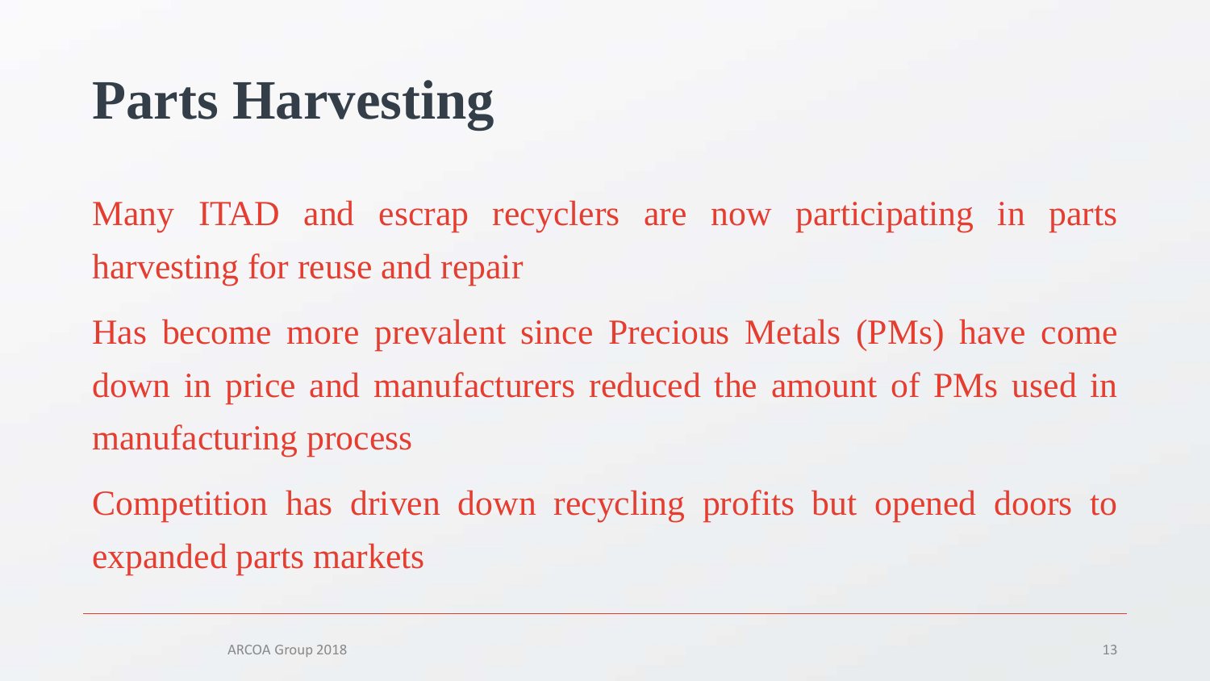# Parts Harvesting

Many ITAD and escrap recyclers are now participating in parts harvesting for reuse and repair

Has become more prevalent since Precious Metals (PMs) have come down in price and manufacturers reduced the amount of PMs used in manufacturing process

Competition has driven down recycling profits but opened doors to expanded parts markets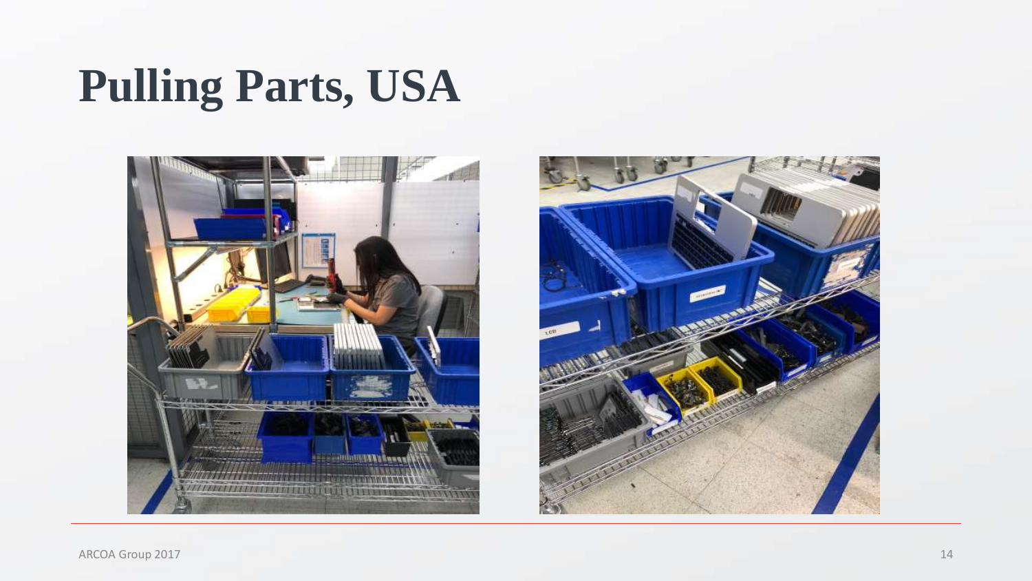# Pulling Parts, USA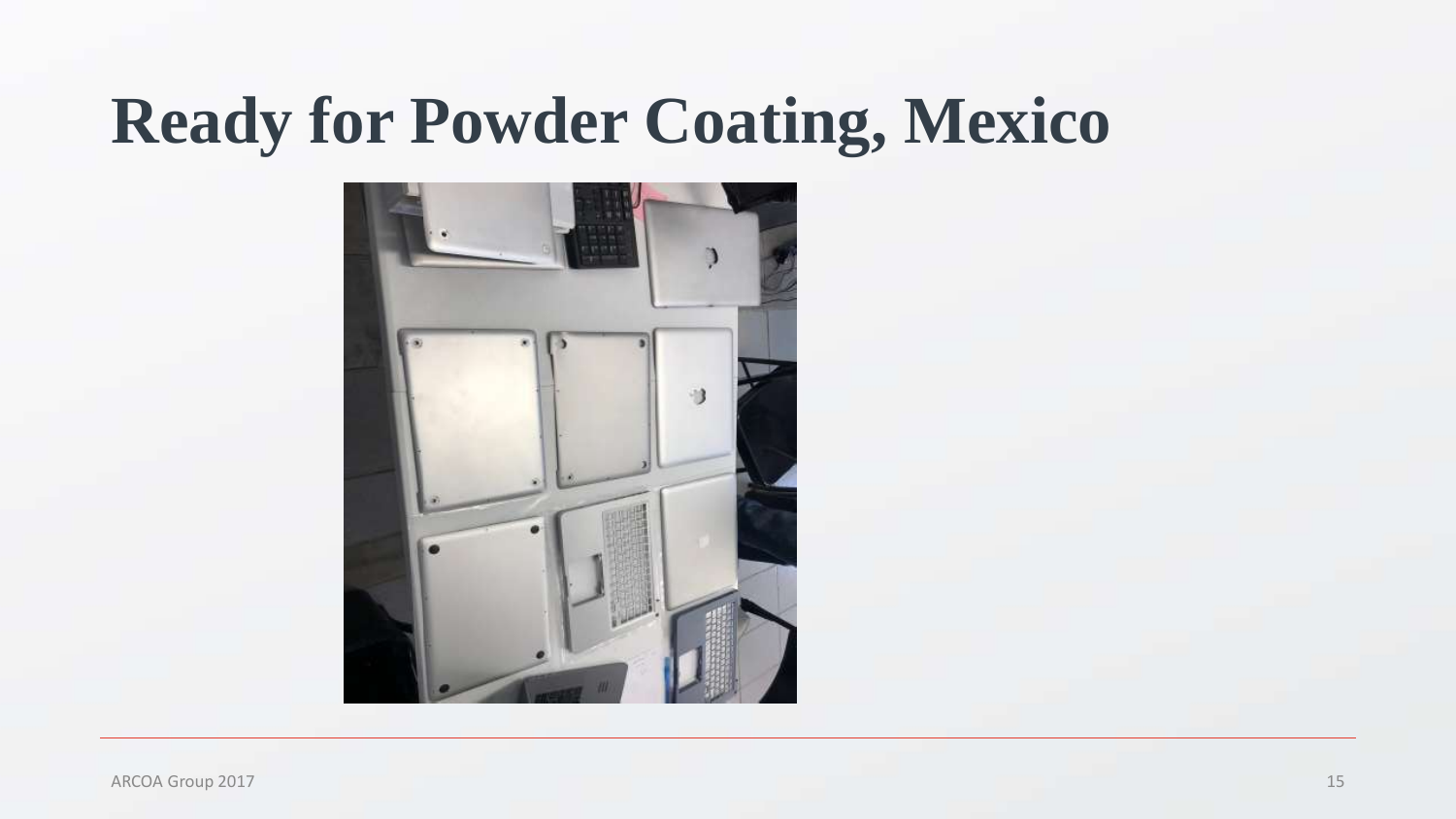# Ready for Powder Coating, Mexico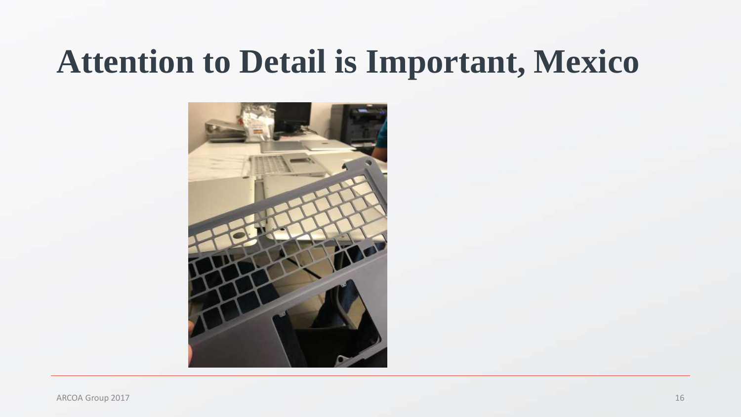# Attention to Detail is Important, Mexico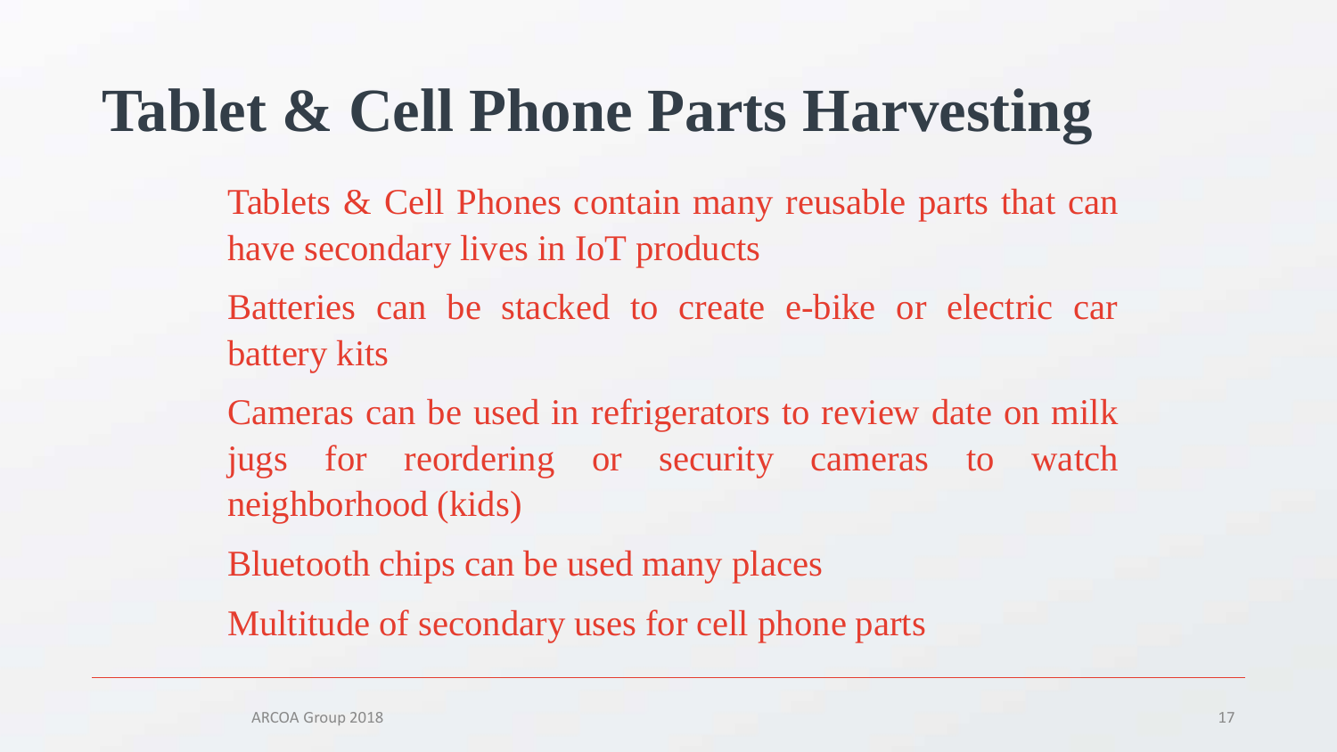# Tablet & Cell Phone Parts Harvesting

- Tablets & Cell Phones contain many reusable parts that can have secondary lives in IoT products
- Batteries can be stacked to create e-bike or electric car battery kits
- Cameras can be used in refrigerators to review date on milk jugs for reordering or security cameras to watch neighborhood (kids)
- Bluetooth chips can be used many places
- Multitude of secondary uses for cell phone parts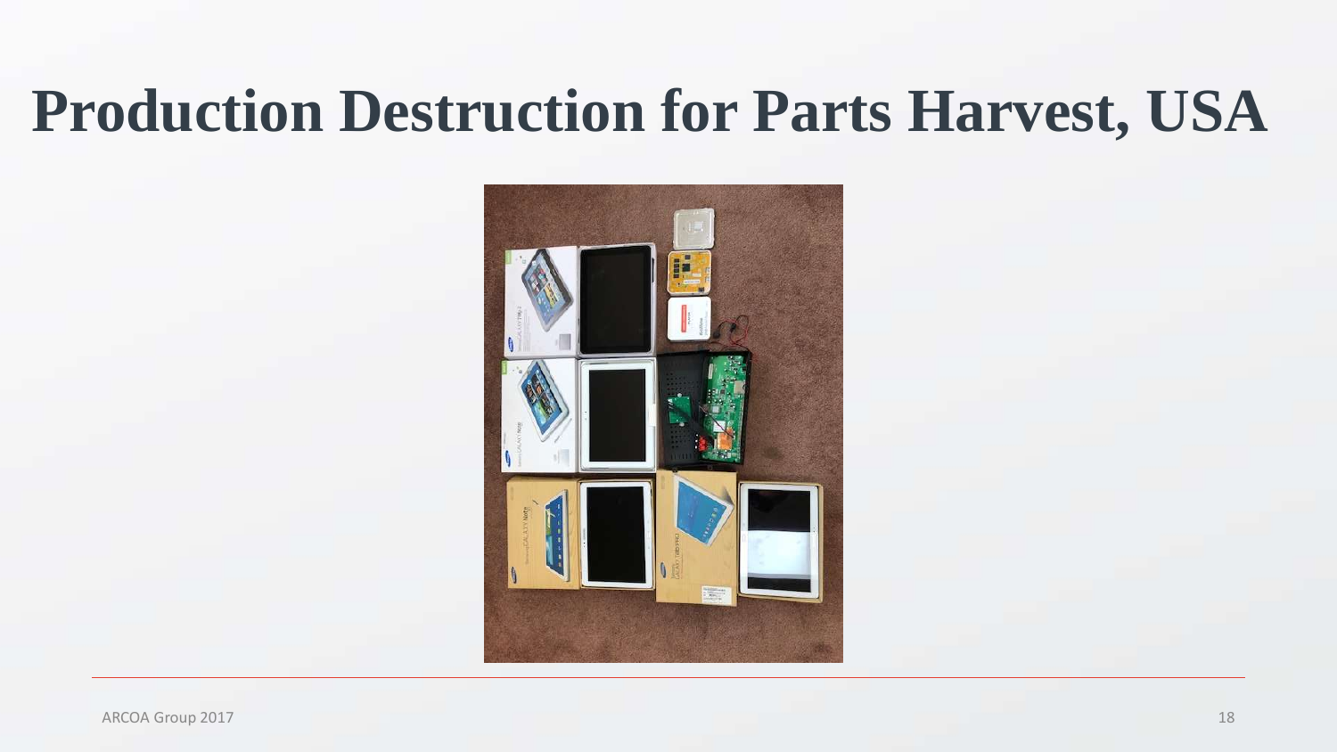# Production Destruction for Parts Harvest, USA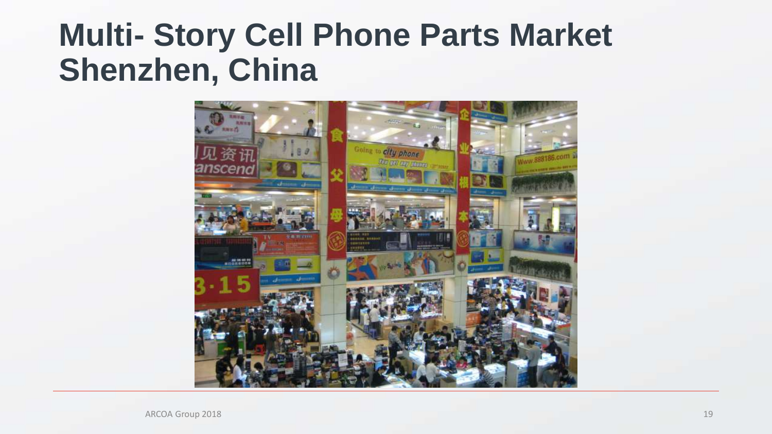# Multi- Story Cell Phone Parts Market Shenzhen, China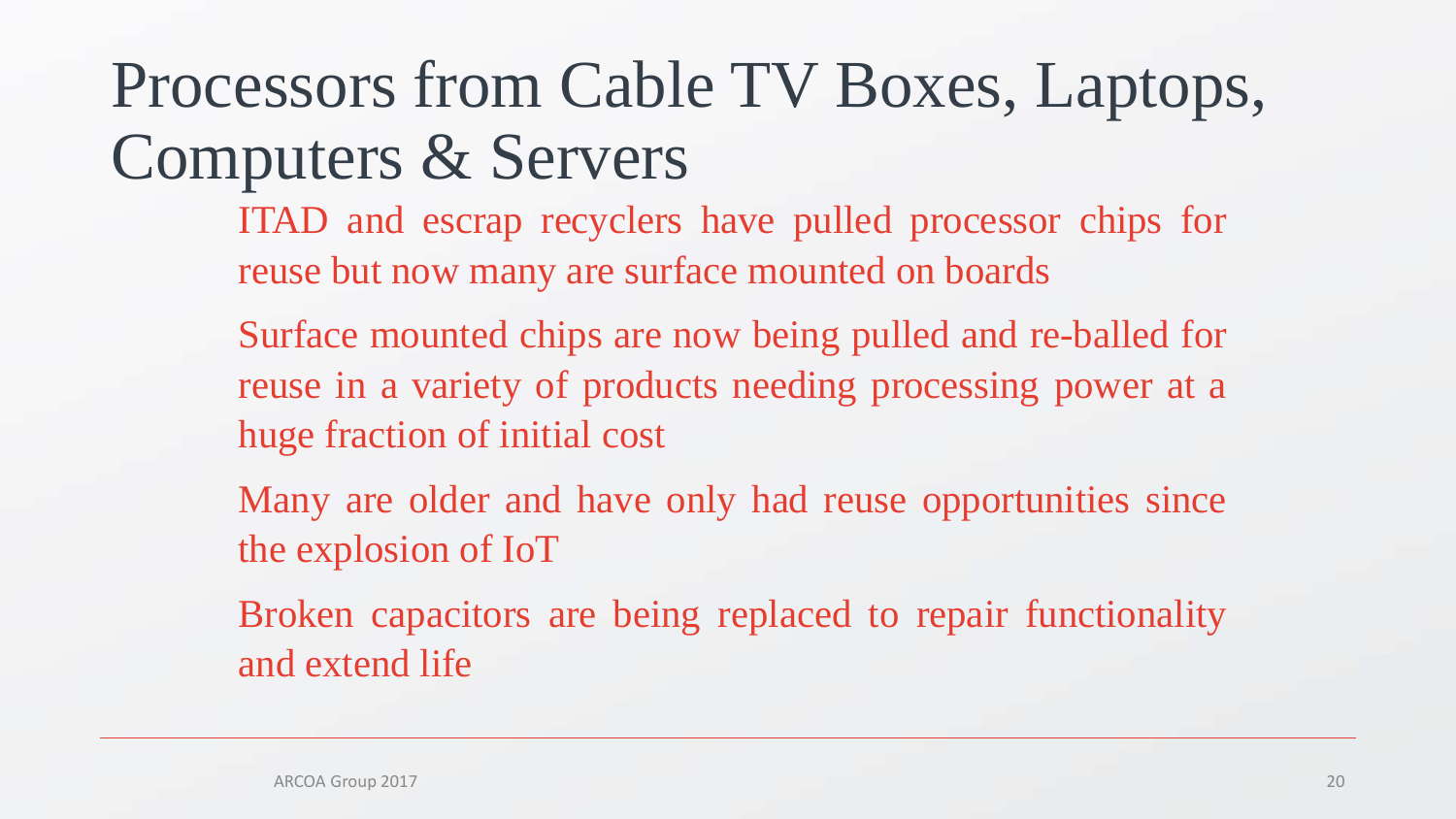# Processors from Cable TV Boxes, Laptops, Computers & Servers

- ITAD and escrap recyclers have pulled processor chips for reuse but now many are surface mounted on boards
- Surface mounted chips are now being pulled and re-balled for reuse in a variety of products needing processing power at a huge fraction of initial cost
- Many are older and have only had reuse opportunities since the explosion of IoT
- Broken capacitors are being replaced to repair functionality and extend life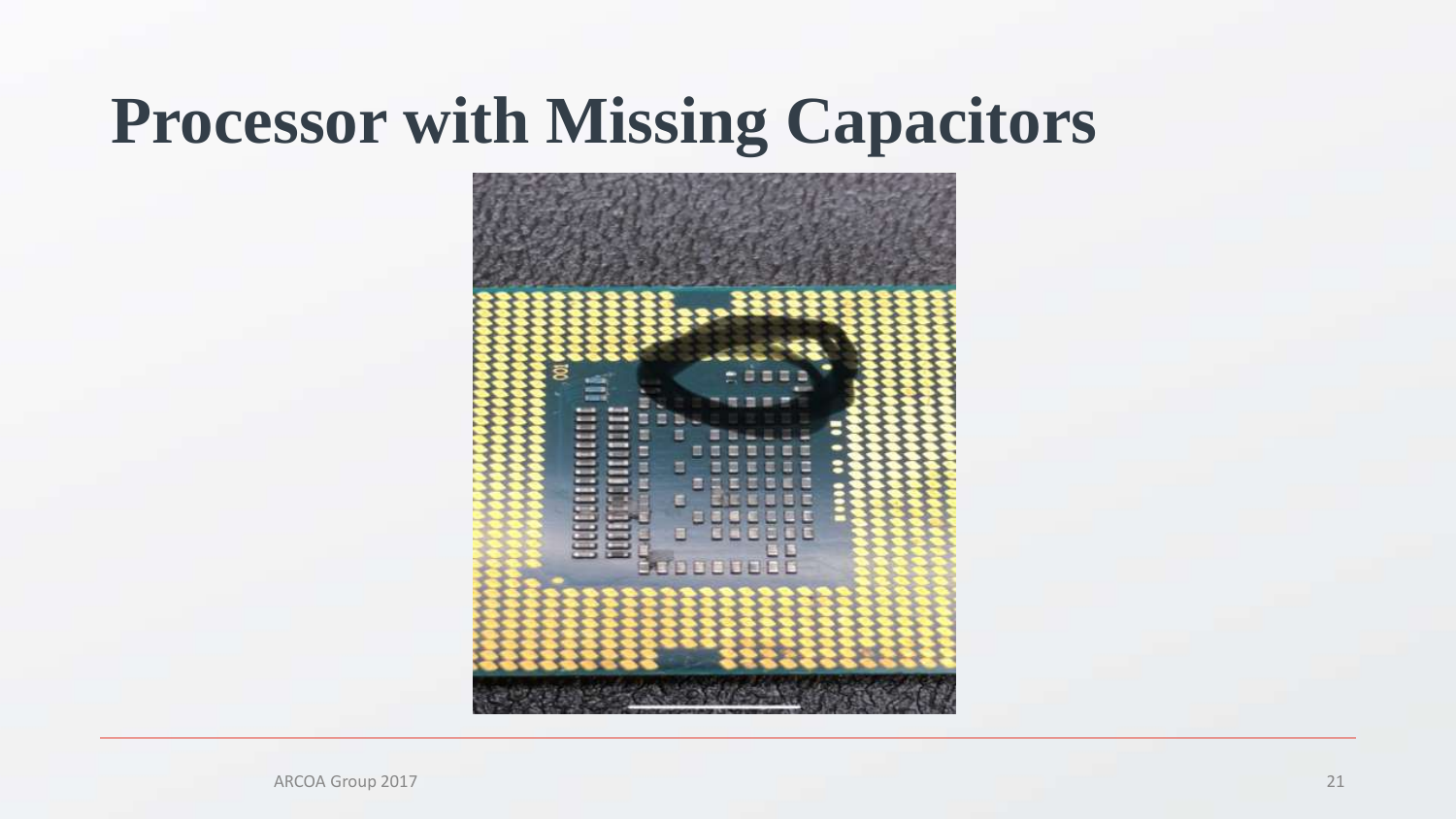# Processor with Missing Capacitors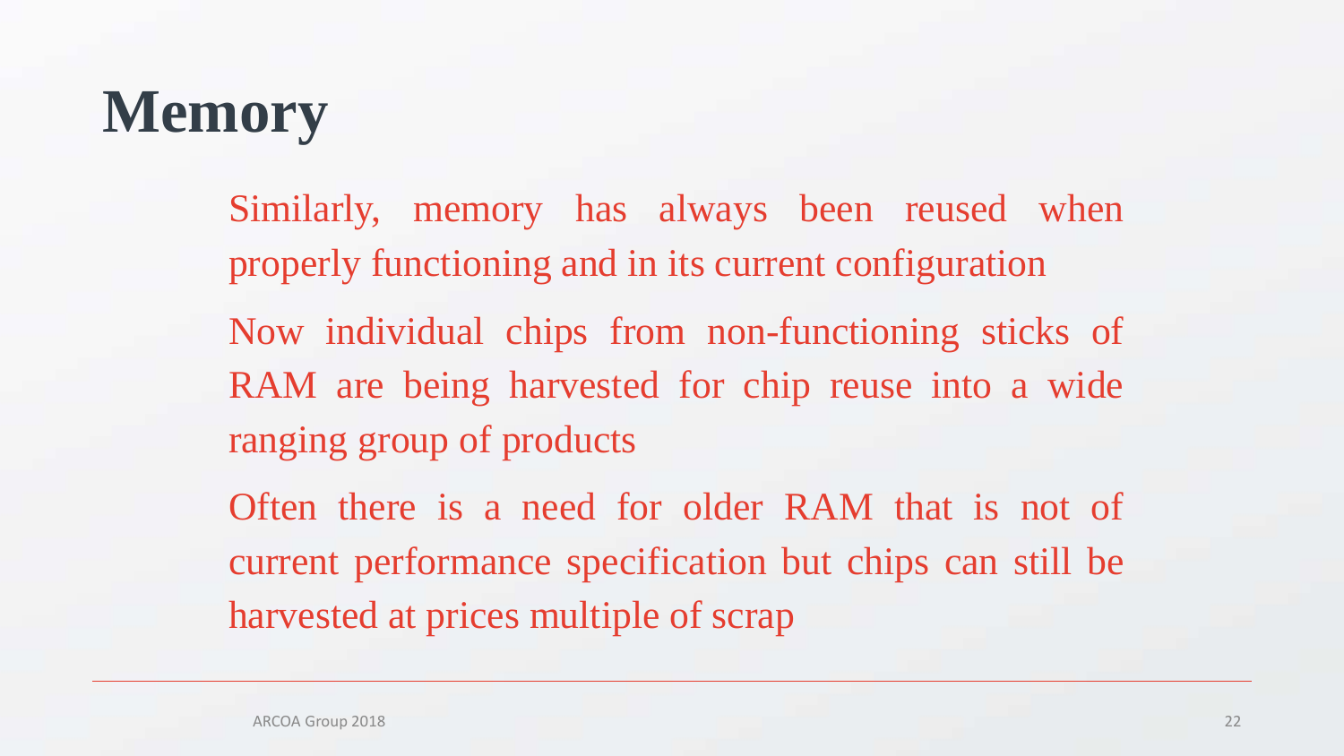# Memory

Similarly, memory has always been reused when properly functioning and in its current configuration

Now individual chips from non-functioning sticks of RAM are being harvested for chip reuse into a wide ranging group of products

Often there is a need for older RAM that is not of current performance specification but chips can still be harvested at prices multiple of scrap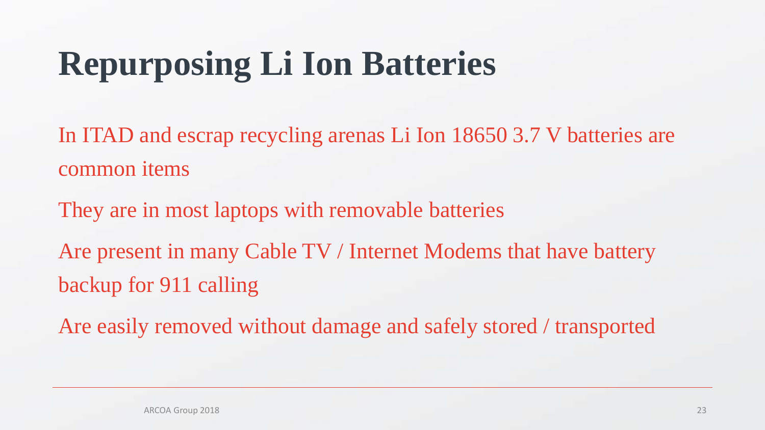# Repurposing Li Ion Batteries

In ITAD and escrap recycling arenas Li Ion 18650 3.7 V batteries are common items

They are in most laptops with removable batteries

Are present in many Cable TV / Internet Modems that have battery backup for 911 calling

Are easily removed without damage and safely stored / transported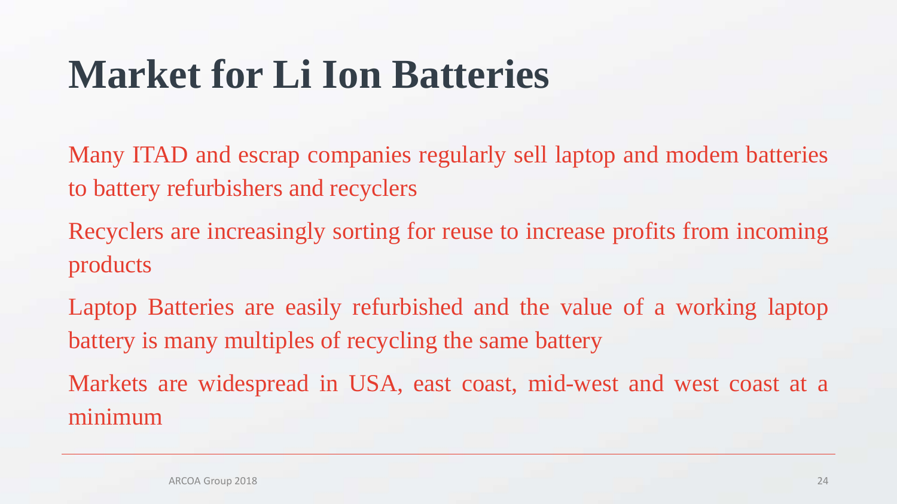# Market for Li Ion Batteries

Many ITAD and escrap companies regularly sell laptop and modem batteries to battery refurbishers and recyclers

Recyclers are increasingly sorting for reuse to increase profits from incoming products

Laptop Batteries are easily refurbished and the value of a working laptop battery is many multiples of recycling the same battery

Markets are widespread in USA, east coast, mid-west and west coast at a minimum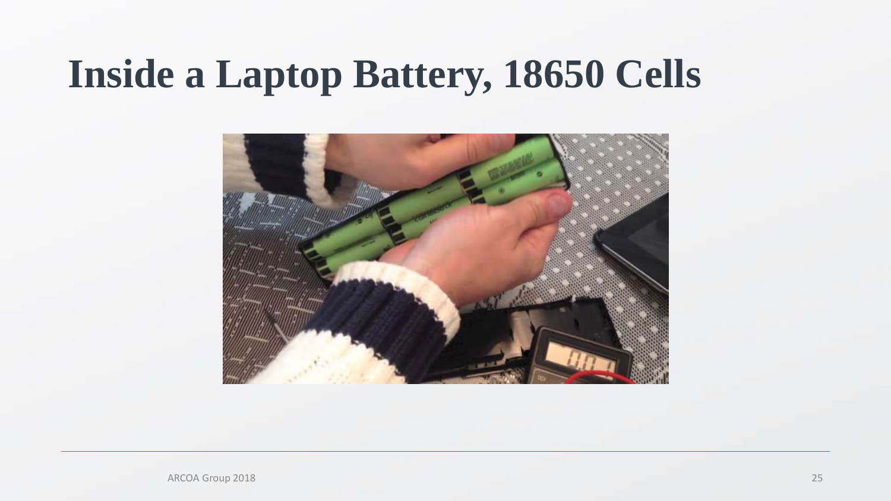# Inside a Laptop Battery, 18650 Cells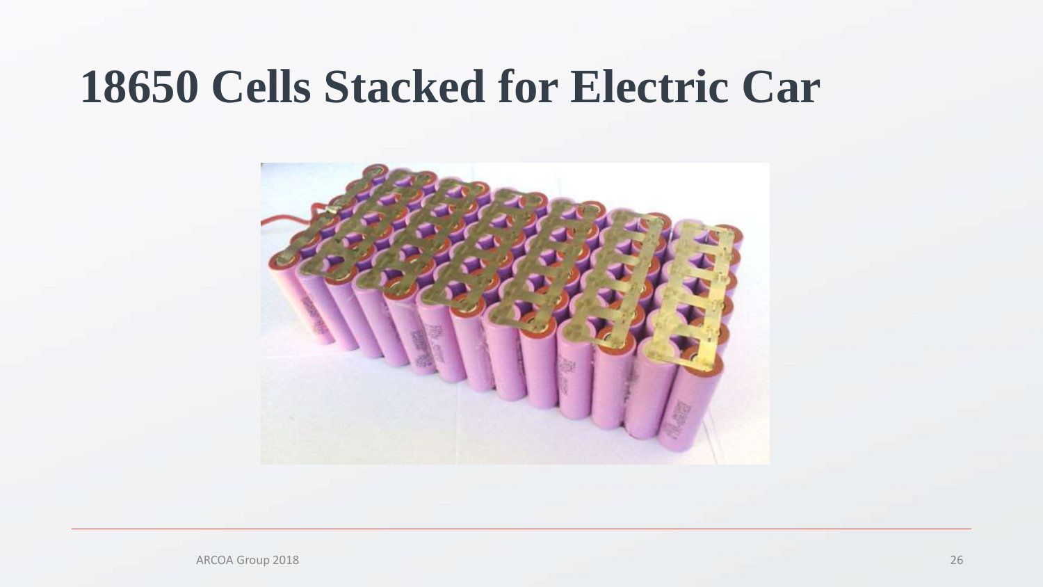# 18650 Cells Stacked for Electric Car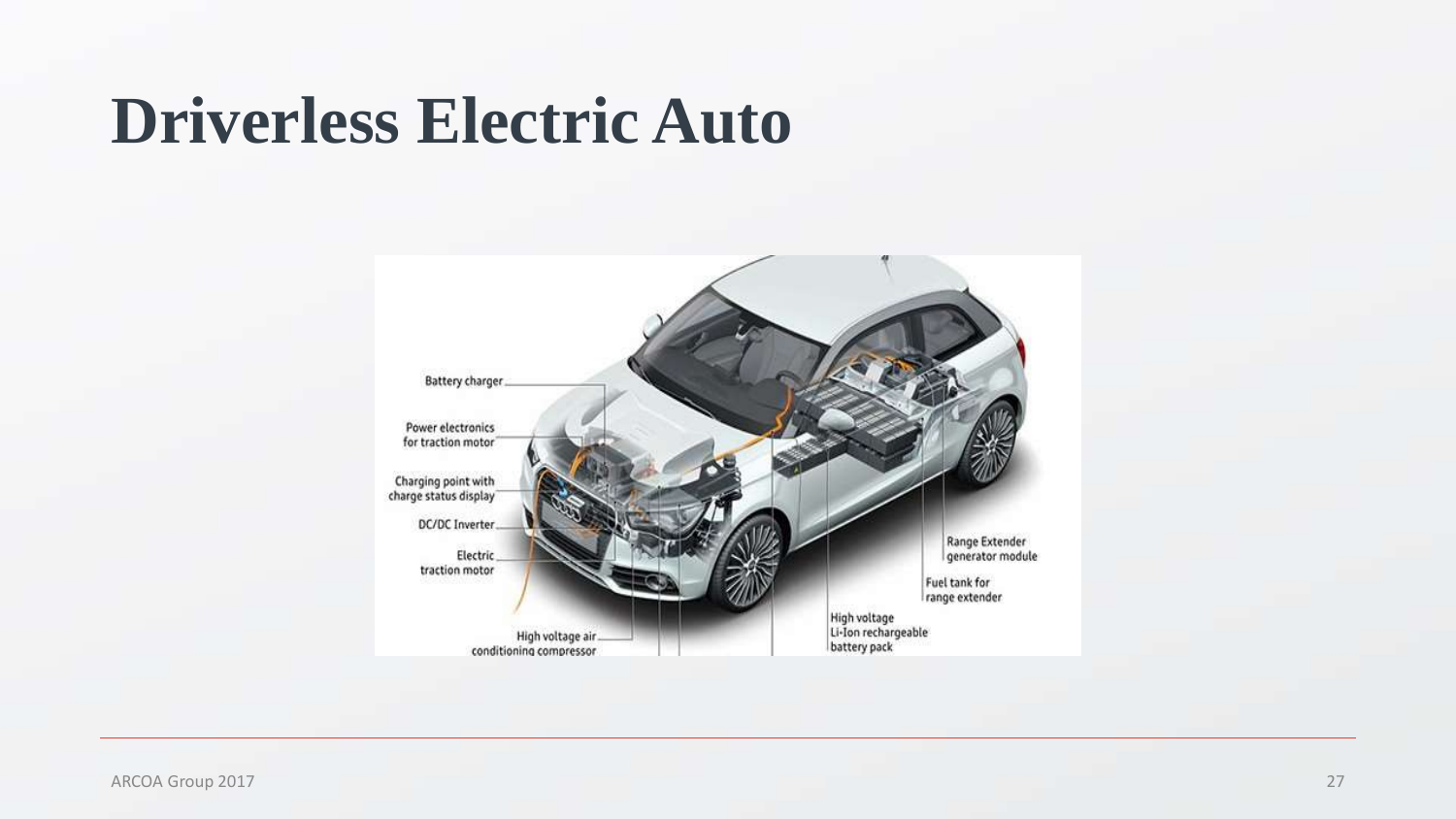# Driverless Electric Auto

Battery charger

Power electronics for traction motor

Charging point with charge status display

DC/DC Inverter

Electric traction motor

High voltage air conditioning compressor

High voltage Li-Ion rechargeable battery pack

Fuel tank for range extender

Range Extender generator module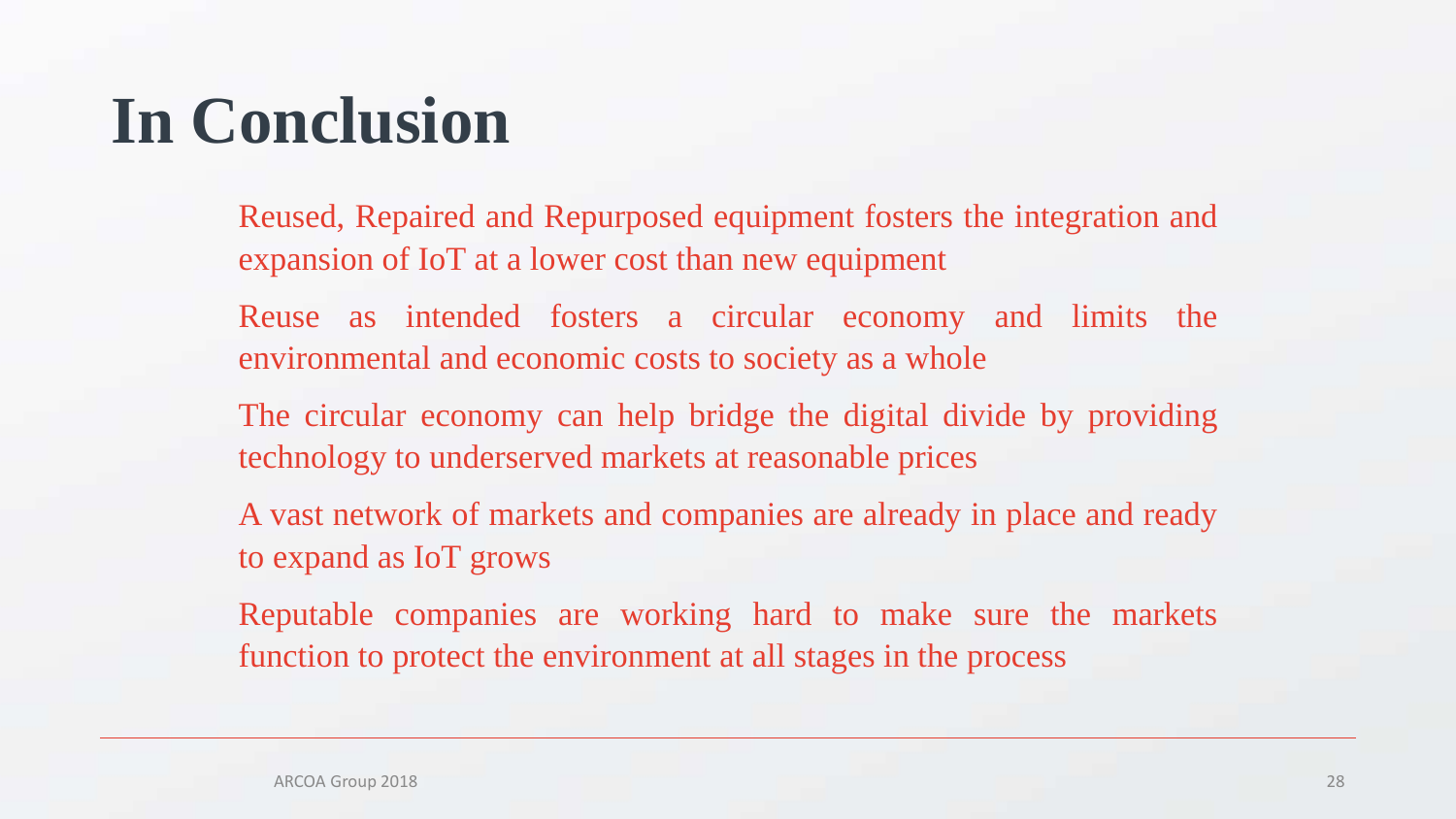# In Conclusion

Reused, Repaired and Repurposed equipment fosters the integration and expansion of IoT at a lower cost than new equipment

Reuse as intended fosters a circular economy and limits the environmental and economic costs to society as a whole

The circular economy can help bridge the digital divide by providing technology to underserved markets at reasonable prices

A vast network of markets and companies are already in place and ready to expand as IoT grows

Reputable companies are working hard to make sure the markets function to protect the environment at all stages in the process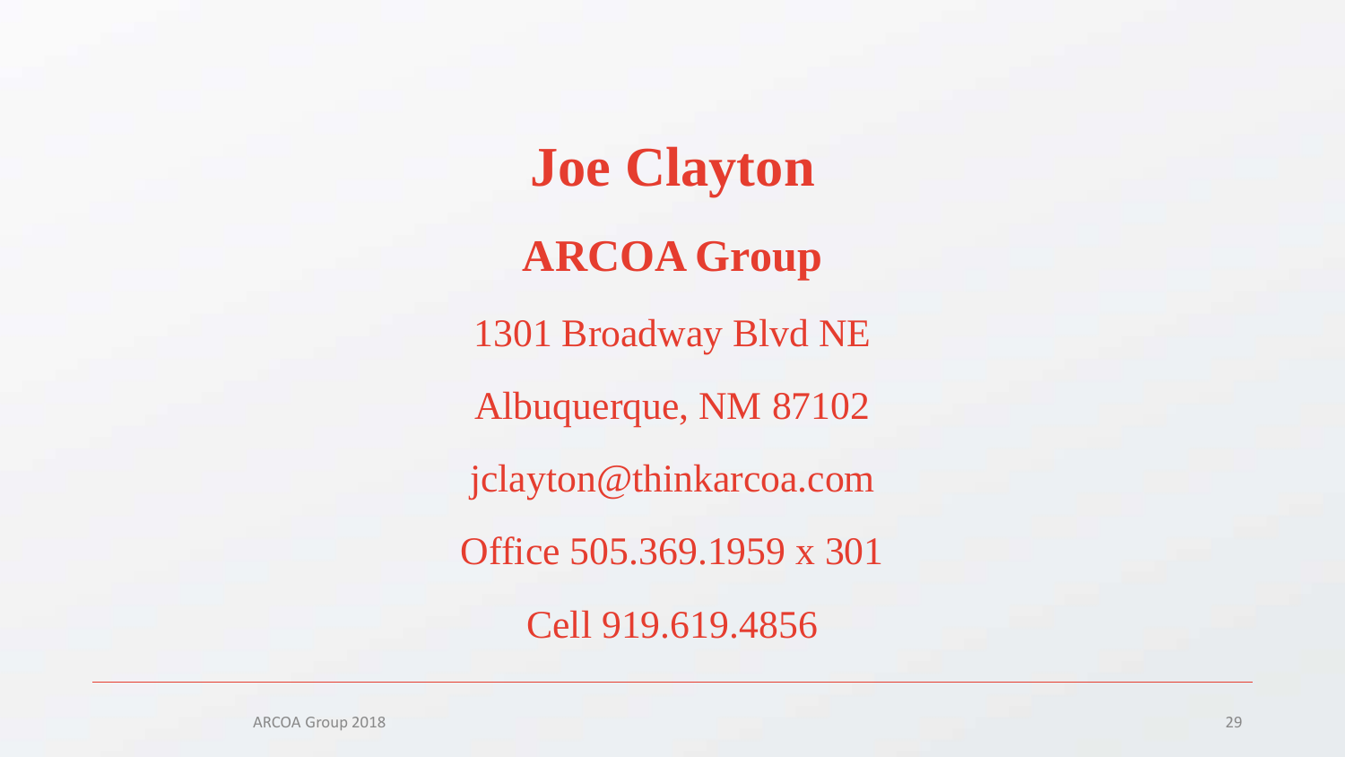# Joe Clayton

## ARCOA Group

1301 Broadway Blvd NE

Albuquerque, NM 87102

jclayton@thinkarcoa.com

Office 505.369.1959 x 301

Cell 919.619.4856